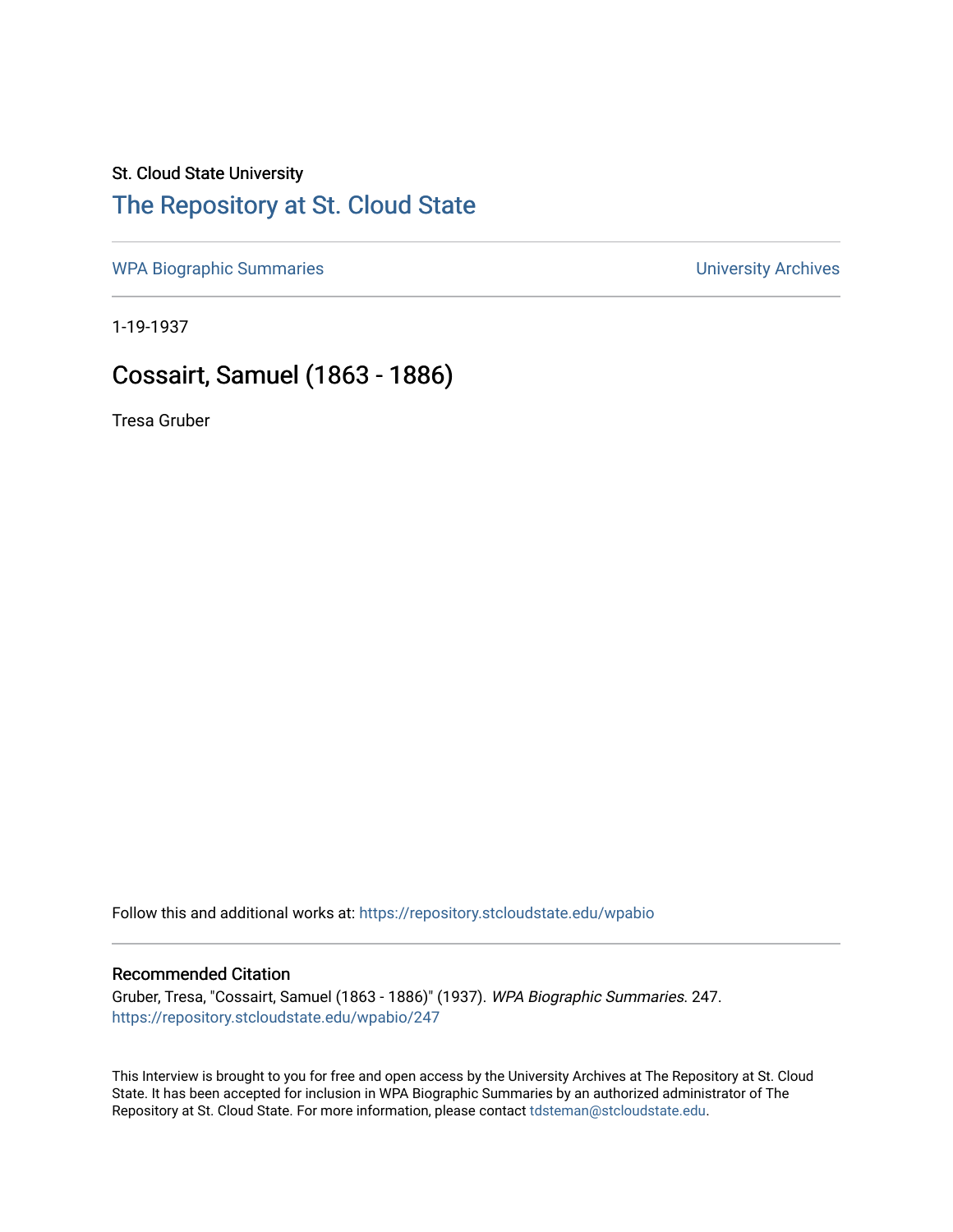St. Cloud State University

# The Repository at St. Cloud State

WPA Biographic Summaries

University Archives

1-19-1937

## Cossairt, Samuel (1863 - 1886)

Tresa Gruber

Follow this and additional works at: https://repository.stcloudstate.edu/wpabio

### Recommended Citation

Gruber, Tresa, "Cossairt, Samuel (1863 - 1886)" (1937). *WPA Biographic Summaries*. 247.
https://repository.stcloudstate.edu/wpabio/247

This Interview is brought to you for free and open access by the University Archives at The Repository at St. Cloud State. It has been accepted for inclusion in WPA Biographic Summaries by an authorized administrator of The Repository at St. Cloud State. For more information, please contact tdsteman@stcloudstate.edu.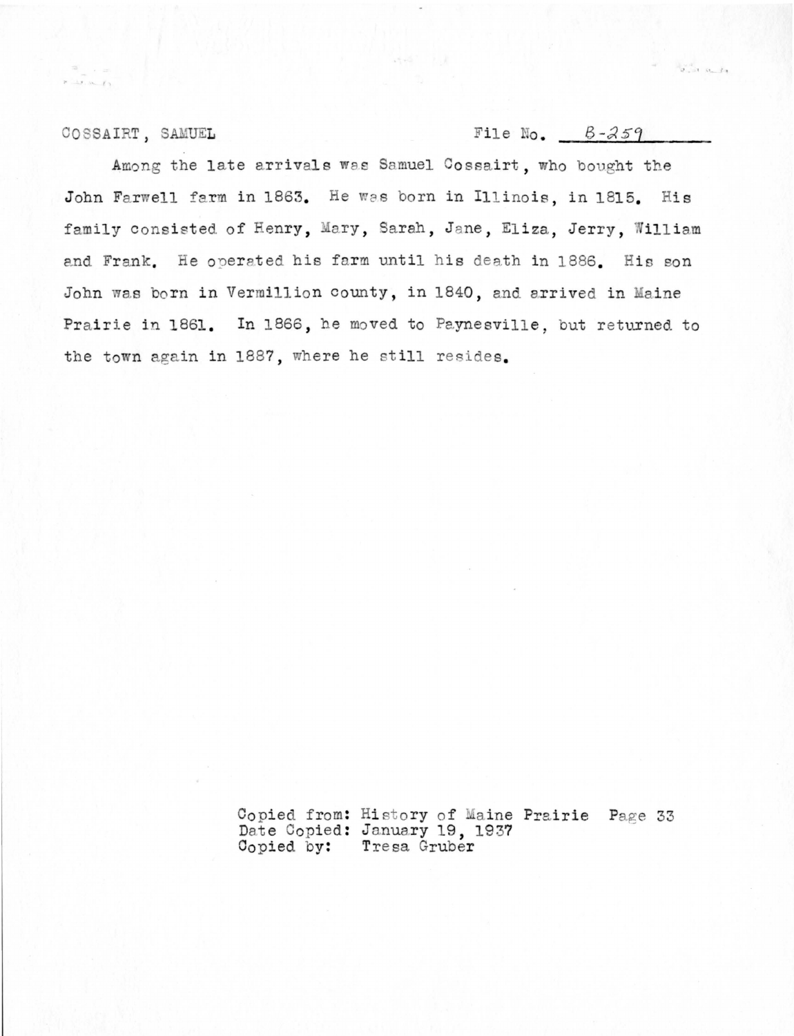COSSAIRT, SAMUEL File No. B-259

Among the late arrivals was Samuel Cossairt, who bought the John Farwell farm in 1863. He was born in Illinois, in 1815. His family consisted of Henry, Mary, Sarah, Jane, Eliza, Jerry, William and Frank. He operated his farm until his death in 1886. His son John was born in Vermillion county, in 1840, and arrived in Maine Prairie in 1861. In 1866, he moved to Paynesville, but returned to the town again in 1887, where he still resides.

Copied from: History of Maine Prairie Page 33
Date Copied: January 19, 1937
Copied by: Tresa Gruber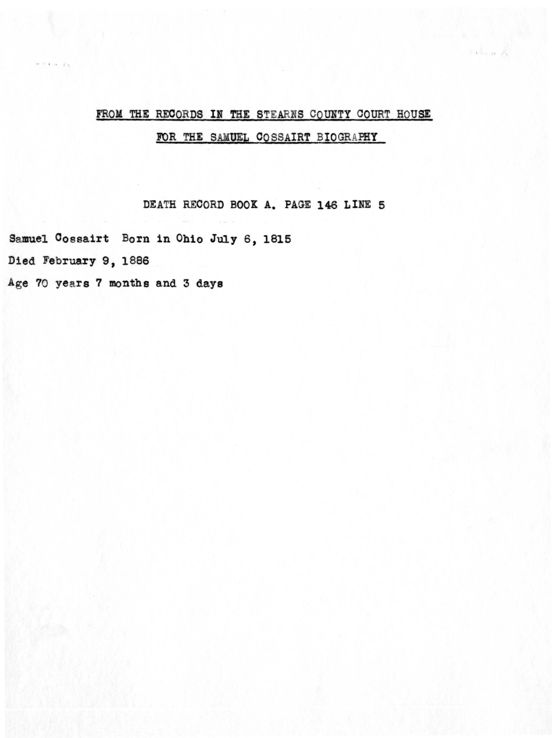# FROM THE RECORDS IN THE STEARNS COUNTY COURT HOUSE

## FOR THE SAMUEL COSSAIRT BIOGRAPHY

DEATH RECORD BOOK A. PAGE 146 LINE 5

Samuel Cossairt Born in Ohio July 6, 1815

Died February 9, 1886

Age 70 years 7 months and 3 days